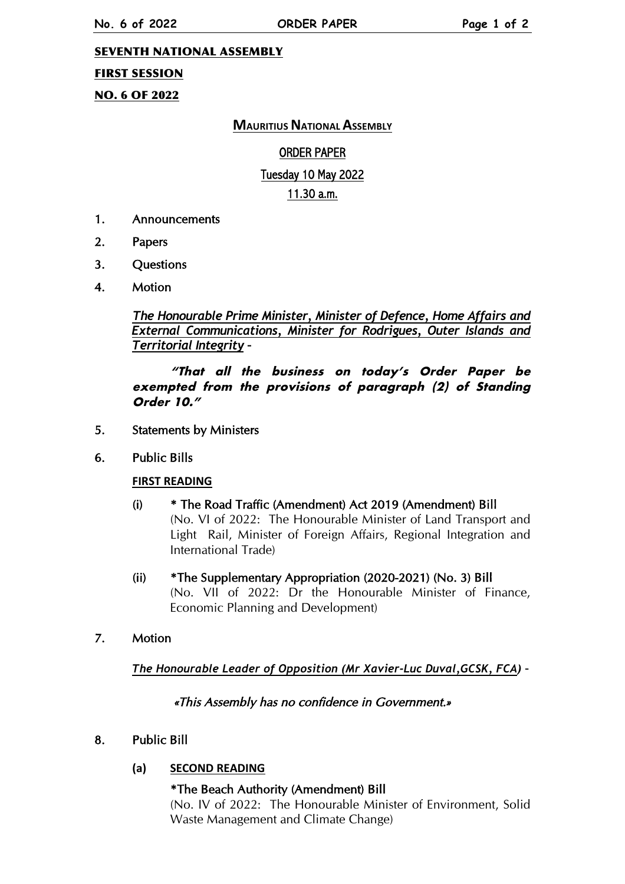**SEVENTH NATIONAL ASSEMBLY**

**FIRST SESSION**

**NO. 6 OF 2022**

## MAURITIUS NATIONAL ASSEMBLY

## ORDER PAPER

### Tuesday 10 May 2022

### 11.30 a.m.

1. Announcements
2. Papers
3. Questions
4. Motion

   ***The Honourable Prime Minister, Minister of Defence, Home Affairs and External Communications, Minister for Rodrigues, Outer Islands and Territorial Integrity*** –

   ***"That all the business on today's Order Paper be exempted from the provisions of paragraph (2) of Standing Order 10."***

5. Statements by Ministers
6. Public Bills

   **FIRST READING**

   (i) * The Road Traffic (Amendment) Act 2019 (Amendment) Bill
   (No. VI of 2022: The Honourable Minister of Land Transport and Light Rail, Minister of Foreign Affairs, Regional Integration and International Trade)

   (ii) *The Supplementary Appropriation (2020-2021) (No. 3) Bill
   (No. VII of 2022: Dr the Honourable Minister of Finance, Economic Planning and Development)

7. Motion

   ***The Honourable Leader of Opposition (Mr Xavier-Luc Duval,GCSK, FCA)*** –

   *«This Assembly has no confidence in Government.»*

8. Public Bill

   **(a) SECOND READING**

   *The Beach Authority (Amendment) Bill
   (No. IV of 2022: The Honourable Minister of Environment, Solid Waste Management and Climate Change)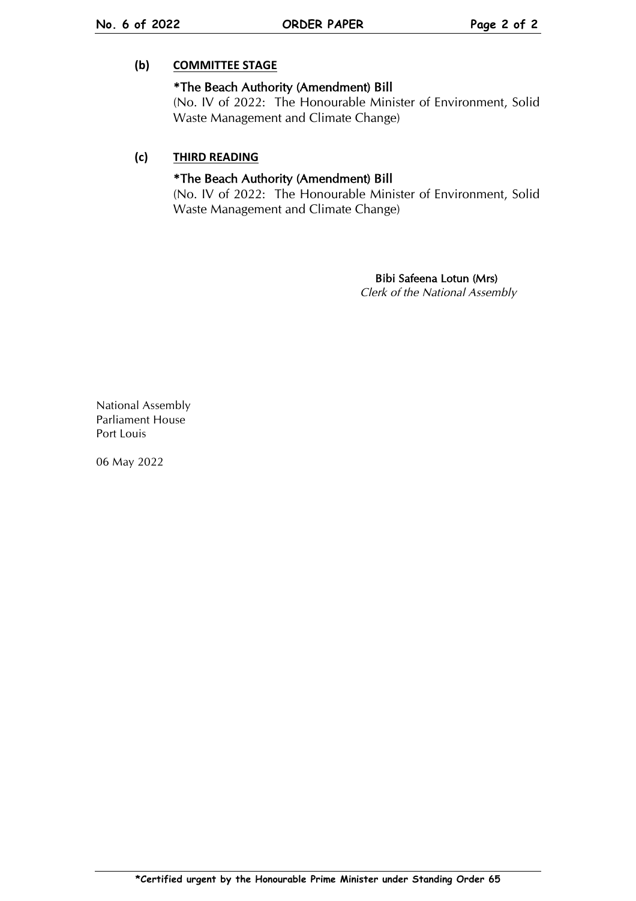**(b) COMMITTEE STAGE**

*The Beach Authority (Amendment) Bill
(No. IV of 2022: The Honourable Minister of Environment, Solid Waste Management and Climate Change)

**(c) THIRD READING**

*The Beach Authority (Amendment) Bill
(No. IV of 2022: The Honourable Minister of Environment, Solid Waste Management and Climate Change)

Bibi Safeena Lotun (Mrs)
*Clerk of the National Assembly*

National Assembly
Parliament House
Port Louis

06 May 2022

***Certified urgent by the Honourable Prime Minister under Standing Order 65**